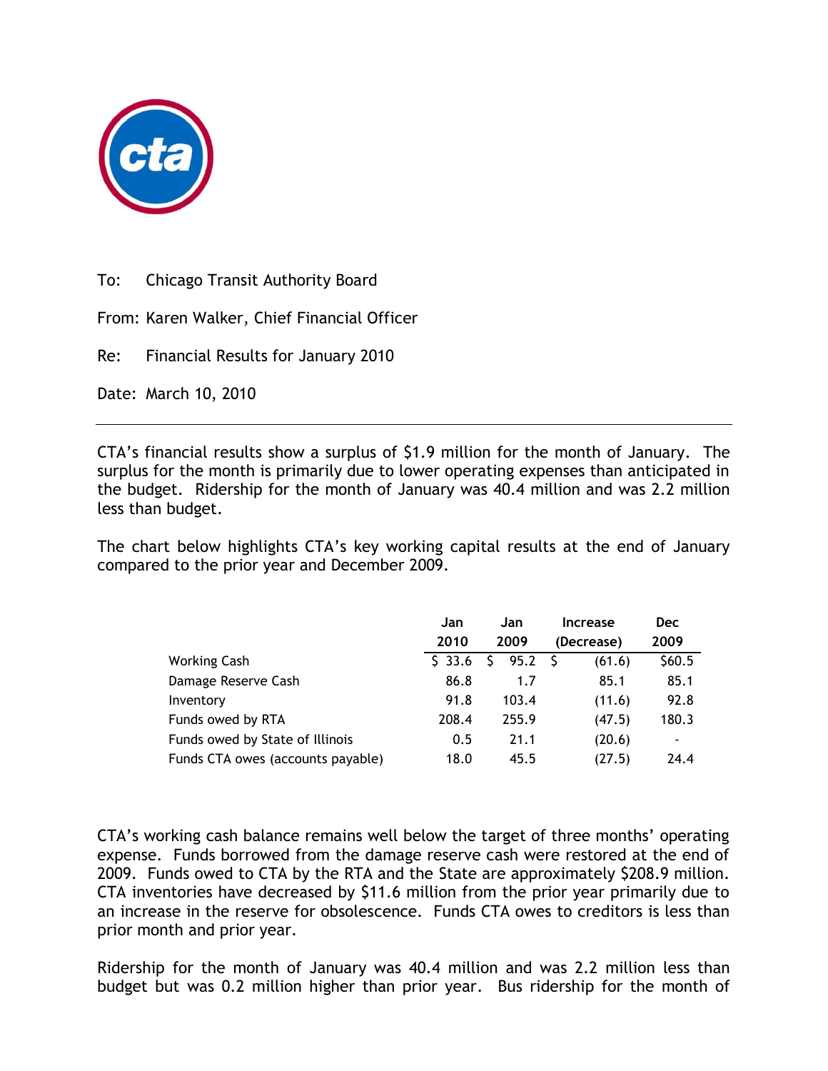To: Chicago Transit Authority Board

From: Karen Walker, Chief Financial Officer

Re: Financial Results for January 2010

Date: March 10, 2010

---

CTA's financial results show a surplus of $1.9 million for the month of January. The surplus for the month is primarily due to lower operating expenses than anticipated in the budget. Ridership for the month of January was 40.4 million and was 2.2 million less than budget.

The chart below highlights CTA's key working capital results at the end of January compared to the prior year and December 2009.

| | Jan 2010 | Jan 2009 | Increase (Decrease) | Dec 2009 |
|---|---|---|---|---|
| Working Cash | $ 33.6 | $ 95.2 | $ (61.6) | $60.5 |
| Damage Reserve Cash | 86.8 | 1.7 | 85.1 | 85.1 |
| Inventory | 91.8 | 103.4 | (11.6) | 92.8 |
| Funds owed by RTA | 208.4 | 255.9 | (47.5) | 180.3 |
| Funds owed by State of Illinois | 0.5 | 21.1 | (20.6) | - |
| Funds CTA owes (accounts payable) | 18.0 | 45.5 | (27.5) | 24.4 |

CTA's working cash balance remains well below the target of three months' operating expense. Funds borrowed from the damage reserve cash were restored at the end of 2009. Funds owed to CTA by the RTA and the State are approximately $208.9 million. CTA inventories have decreased by $11.6 million from the prior year primarily due to an increase in the reserve for obsolescence. Funds CTA owes to creditors is less than prior month and prior year.

Ridership for the month of January was 40.4 million and was 2.2 million less than budget but was 0.2 million higher than prior year. Bus ridership for the month of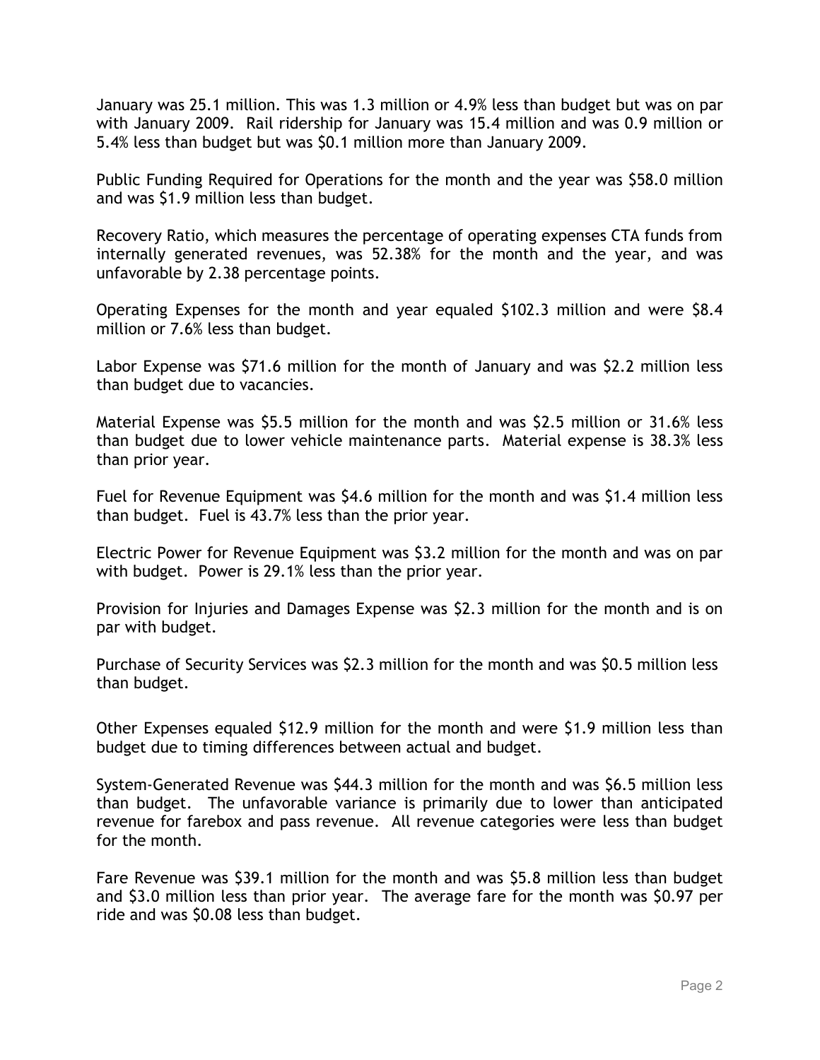January was 25.1 million. This was 1.3 million or 4.9% less than budget but was on par with January 2009. Rail ridership for January was 15.4 million and was 0.9 million or 5.4% less than budget but was $0.1 million more than January 2009.

Public Funding Required for Operations for the month and the year was $58.0 million and was $1.9 million less than budget.

Recovery Ratio, which measures the percentage of operating expenses CTA funds from internally generated revenues, was 52.38% for the month and the year, and was unfavorable by 2.38 percentage points.

Operating Expenses for the month and year equaled $102.3 million and were $8.4 million or 7.6% less than budget.

Labor Expense was $71.6 million for the month of January and was $2.2 million less than budget due to vacancies.

Material Expense was $5.5 million for the month and was $2.5 million or 31.6% less than budget due to lower vehicle maintenance parts. Material expense is 38.3% less than prior year.

Fuel for Revenue Equipment was $4.6 million for the month and was $1.4 million less than budget. Fuel is 43.7% less than the prior year.

Electric Power for Revenue Equipment was $3.2 million for the month and was on par with budget. Power is 29.1% less than the prior year.

Provision for Injuries and Damages Expense was $2.3 million for the month and is on par with budget.

Purchase of Security Services was $2.3 million for the month and was $0.5 million less than budget.

Other Expenses equaled $12.9 million for the month and were $1.9 million less than budget due to timing differences between actual and budget.

System-Generated Revenue was $44.3 million for the month and was $6.5 million less than budget. The unfavorable variance is primarily due to lower than anticipated revenue for farebox and pass revenue. All revenue categories were less than budget for the month.

Fare Revenue was $39.1 million for the month and was $5.8 million less than budget and $3.0 million less than prior year. The average fare for the month was $0.97 per ride and was $0.08 less than budget.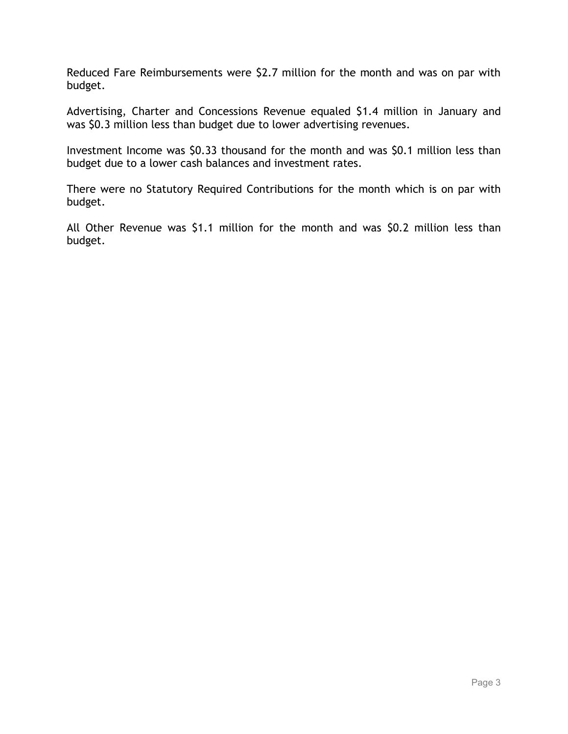Reduced Fare Reimbursements were $2.7 million for the month and was on par with budget.

Advertising, Charter and Concessions Revenue equaled $1.4 million in January and was $0.3 million less than budget due to lower advertising revenues.

Investment Income was $0.33 thousand for the month and was $0.1 million less than budget due to a lower cash balances and investment rates.

There were no Statutory Required Contributions for the month which is on par with budget.

All Other Revenue was $1.1 million for the month and was $0.2 million less than budget.